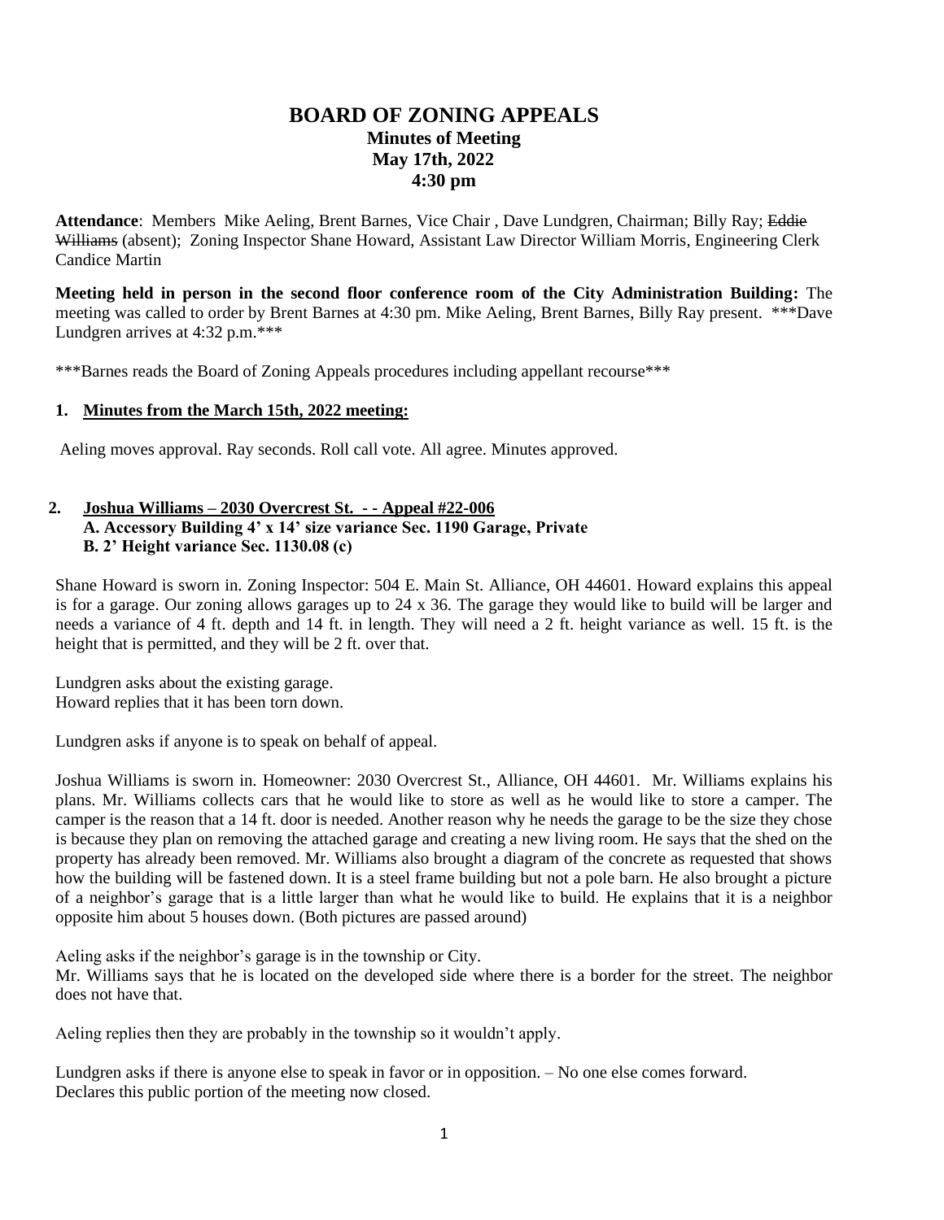# BOARD OF ZONING APPEALS

## Minutes of Meeting

**May 17th, 2022**

**4:30 pm**

**Attendance**: Members Mike Aeling, Brent Barnes, Vice Chair , Dave Lundgren, Chairman; Billy Ray; ~~Eddie Williams~~ (absent); Zoning Inspector Shane Howard, Assistant Law Director William Morris, Engineering Clerk Candice Martin

**Meeting held in person in the second floor conference room of the City Administration Building:** The meeting was called to order by Brent Barnes at 4:30 pm. Mike Aeling, Brent Barnes, Billy Ray present. ***Dave Lundgren arrives at 4:32 p.m.***

***Barnes reads the Board of Zoning Appeals procedures including appellant recourse***

1. **Minutes from the March 15th, 2022 meeting:**

Aeling moves approval. Ray seconds. Roll call vote. All agree. Minutes approved.

2. **Joshua Williams – 2030 Overcrest St. - - Appeal #22-006**
   **A. Accessory Building 4' x 14' size variance Sec. 1190 Garage, Private**
   **B. 2' Height variance Sec. 1130.08 (c)**

Shane Howard is sworn in. Zoning Inspector: 504 E. Main St. Alliance, OH 44601. Howard explains this appeal is for a garage. Our zoning allows garages up to 24 x 36. The garage they would like to build will be larger and needs a variance of 4 ft. depth and 14 ft. in length. They will need a 2 ft. height variance as well. 15 ft. is the height that is permitted, and they will be 2 ft. over that.

Lundgren asks about the existing garage.
Howard replies that it has been torn down.

Lundgren asks if anyone is to speak on behalf of appeal.

Joshua Williams is sworn in. Homeowner: 2030 Overcrest St., Alliance, OH 44601. Mr. Williams explains his plans. Mr. Williams collects cars that he would like to store as well as he would like to store a camper. The camper is the reason that a 14 ft. door is needed. Another reason why he needs the garage to be the size they chose is because they plan on removing the attached garage and creating a new living room. He says that the shed on the property has already been removed. Mr. Williams also brought a diagram of the concrete as requested that shows how the building will be fastened down. It is a steel frame building but not a pole barn. He also brought a picture of a neighbor's garage that is a little larger than what he would like to build. He explains that it is a neighbor opposite him about 5 houses down. (Both pictures are passed around)

Aeling asks if the neighbor's garage is in the township or City.
Mr. Williams says that he is located on the developed side where there is a border for the street. The neighbor does not have that.

Aeling replies then they are probably in the township so it wouldn't apply.

Lundgren asks if there is anyone else to speak in favor or in opposition. – No one else comes forward.
Declares this public portion of the meeting now closed.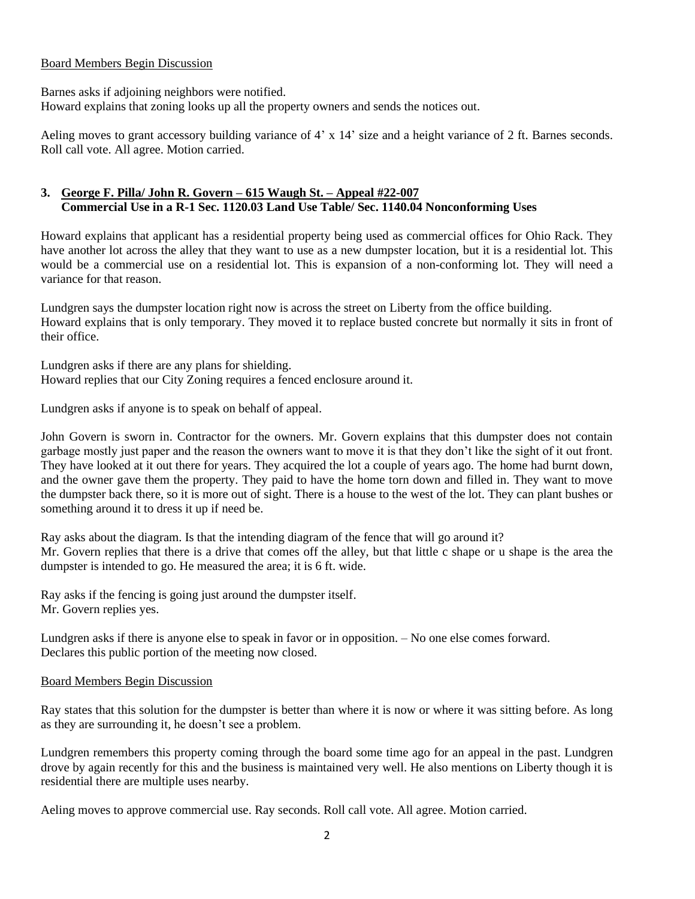Board Members Begin Discussion

Barnes asks if adjoining neighbors were notified.
Howard explains that zoning looks up all the property owners and sends the notices out.

Aeling moves to grant accessory building variance of 4' x 14' size and a height variance of 2 ft. Barnes seconds. Roll call vote. All agree. Motion carried.

**3. George F. Pilla/ John R. Govern – 615 Waugh St. – Appeal #22-007**
**Commercial Use in a R-1 Sec. 1120.03 Land Use Table/ Sec. 1140.04 Nonconforming Uses**

Howard explains that applicant has a residential property being used as commercial offices for Ohio Rack. They have another lot across the alley that they want to use as a new dumpster location, but it is a residential lot. This would be a commercial use on a residential lot. This is expansion of a non-conforming lot. They will need a variance for that reason.

Lundgren says the dumpster location right now is across the street on Liberty from the office building.
Howard explains that is only temporary. They moved it to replace busted concrete but normally it sits in front of their office.

Lundgren asks if there are any plans for shielding.
Howard replies that our City Zoning requires a fenced enclosure around it.

Lundgren asks if anyone is to speak on behalf of appeal.

John Govern is sworn in. Contractor for the owners. Mr. Govern explains that this dumpster does not contain garbage mostly just paper and the reason the owners want to move it is that they don't like the sight of it out front. They have looked at it out there for years. They acquired the lot a couple of years ago. The home had burnt down, and the owner gave them the property. They paid to have the home torn down and filled in. They want to move the dumpster back there, so it is more out of sight. There is a house to the west of the lot. They can plant bushes or something around it to dress it up if need be.

Ray asks about the diagram. Is that the intending diagram of the fence that will go around it?
Mr. Govern replies that there is a drive that comes off the alley, but that little c shape or u shape is the area the dumpster is intended to go. He measured the area; it is 6 ft. wide.

Ray asks if the fencing is going just around the dumpster itself.
Mr. Govern replies yes.

Lundgren asks if there is anyone else to speak in favor or in opposition. – No one else comes forward.
Declares this public portion of the meeting now closed.

Board Members Begin Discussion

Ray states that this solution for the dumpster is better than where it is now or where it was sitting before. As long as they are surrounding it, he doesn't see a problem.

Lundgren remembers this property coming through the board some time ago for an appeal in the past. Lundgren drove by again recently for this and the business is maintained very well. He also mentions on Liberty though it is residential there are multiple uses nearby.

Aeling moves to approve commercial use. Ray seconds. Roll call vote. All agree. Motion carried.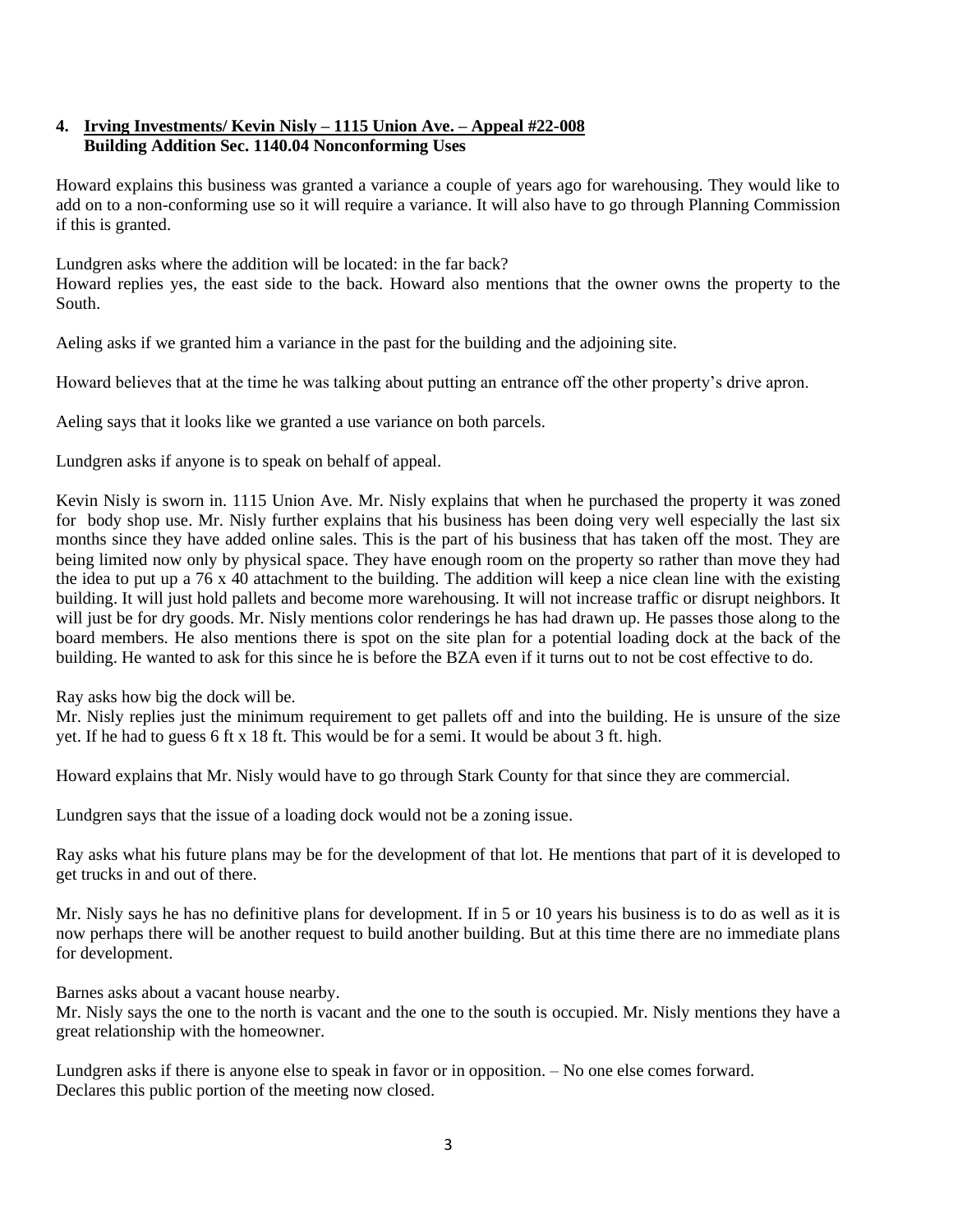**4. <u>Irving Investments/ Kevin Nisly – 1115 Union Ave. – Appeal #22-008</u>**
**Building Addition Sec. 1140.04 Nonconforming Uses**

Howard explains this business was granted a variance a couple of years ago for warehousing. They would like to add on to a non-conforming use so it will require a variance. It will also have to go through Planning Commission if this is granted.

Lundgren asks where the addition will be located: in the far back?
Howard replies yes, the east side to the back. Howard also mentions that the owner owns the property to the South.

Aeling asks if we granted him a variance in the past for the building and the adjoining site.

Howard believes that at the time he was talking about putting an entrance off the other property's drive apron.

Aeling says that it looks like we granted a use variance on both parcels.

Lundgren asks if anyone is to speak on behalf of appeal.

Kevin Nisly is sworn in. 1115 Union Ave. Mr. Nisly explains that when he purchased the property it was zoned for body shop use. Mr. Nisly further explains that his business has been doing very well especially the last six months since they have added online sales. This is the part of his business that has taken off the most. They are being limited now only by physical space. They have enough room on the property so rather than move they had the idea to put up a 76 x 40 attachment to the building. The addition will keep a nice clean line with the existing building. It will just hold pallets and become more warehousing. It will not increase traffic or disrupt neighbors. It will just be for dry goods. Mr. Nisly mentions color renderings he has had drawn up. He passes those along to the board members. He also mentions there is spot on the site plan for a potential loading dock at the back of the building. He wanted to ask for this since he is before the BZA even if it turns out to not be cost effective to do.

Ray asks how big the dock will be.
Mr. Nisly replies just the minimum requirement to get pallets off and into the building. He is unsure of the size yet. If he had to guess 6 ft x 18 ft. This would be for a semi. It would be about 3 ft. high.

Howard explains that Mr. Nisly would have to go through Stark County for that since they are commercial.

Lundgren says that the issue of a loading dock would not be a zoning issue.

Ray asks what his future plans may be for the development of that lot. He mentions that part of it is developed to get trucks in and out of there.

Mr. Nisly says he has no definitive plans for development. If in 5 or 10 years his business is to do as well as it is now perhaps there will be another request to build another building. But at this time there are no immediate plans for development.

Barnes asks about a vacant house nearby.
Mr. Nisly says the one to the north is vacant and the one to the south is occupied. Mr. Nisly mentions they have a great relationship with the homeowner.

Lundgren asks if there is anyone else to speak in favor or in opposition. – No one else comes forward.
Declares this public portion of the meeting now closed.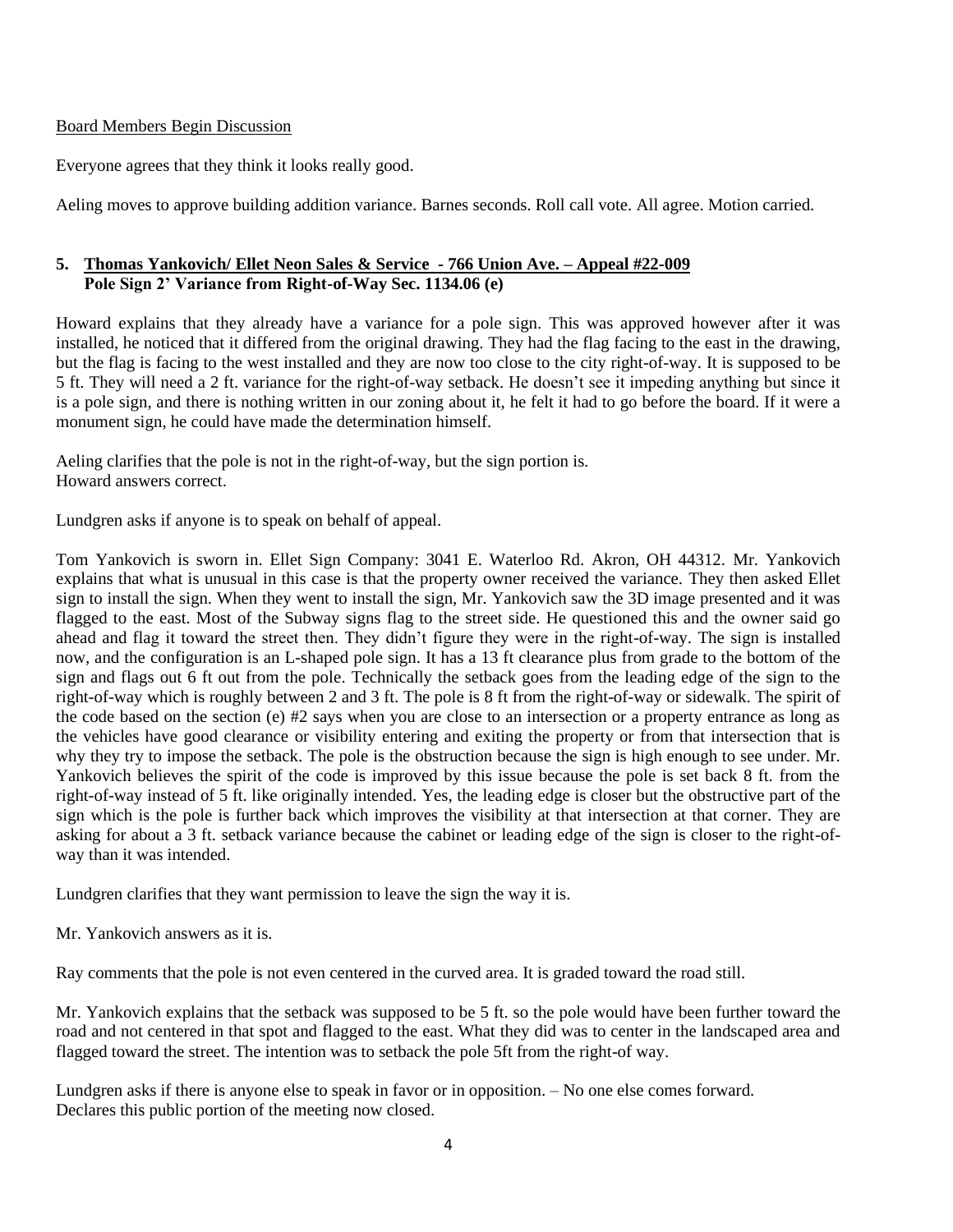Board Members Begin Discussion

Everyone agrees that they think it looks really good.

Aeling moves to approve building addition variance. Barnes seconds. Roll call vote. All agree. Motion carried.

**5. Thomas Yankovich/ Ellet Neon Sales & Service - 766 Union Ave. – Appeal #22-009**
**Pole Sign 2' Variance from Right-of-Way Sec. 1134.06 (e)**

Howard explains that they already have a variance for a pole sign. This was approved however after it was installed, he noticed that it differed from the original drawing. They had the flag facing to the east in the drawing, but the flag is facing to the west installed and they are now too close to the city right-of-way. It is supposed to be 5 ft. They will need a 2 ft. variance for the right-of-way setback. He doesn't see it impeding anything but since it is a pole sign, and there is nothing written in our zoning about it, he felt it had to go before the board. If it were a monument sign, he could have made the determination himself.

Aeling clarifies that the pole is not in the right-of-way, but the sign portion is.
Howard answers correct.

Lundgren asks if anyone is to speak on behalf of appeal.

Tom Yankovich is sworn in. Ellet Sign Company: 3041 E. Waterloo Rd. Akron, OH 44312. Mr. Yankovich explains that what is unusual in this case is that the property owner received the variance. They then asked Ellet sign to install the sign. When they went to install the sign, Mr. Yankovich saw the 3D image presented and it was flagged to the east. Most of the Subway signs flag to the street side. He questioned this and the owner said go ahead and flag it toward the street then. They didn't figure they were in the right-of-way. The sign is installed now, and the configuration is an L-shaped pole sign. It has a 13 ft clearance plus from grade to the bottom of the sign and flags out 6 ft out from the pole. Technically the setback goes from the leading edge of the sign to the right-of-way which is roughly between 2 and 3 ft. The pole is 8 ft from the right-of-way or sidewalk. The spirit of the code based on the section (e) #2 says when you are close to an intersection or a property entrance as long as the vehicles have good clearance or visibility entering and exiting the property or from that intersection that is why they try to impose the setback. The pole is the obstruction because the sign is high enough to see under. Mr. Yankovich believes the spirit of the code is improved by this issue because the pole is set back 8 ft. from the right-of-way instead of 5 ft. like originally intended. Yes, the leading edge is closer but the obstructive part of the sign which is the pole is further back which improves the visibility at that intersection at that corner. They are asking for about a 3 ft. setback variance because the cabinet or leading edge of the sign is closer to the right-of-way than it was intended.

Lundgren clarifies that they want permission to leave the sign the way it is.

Mr. Yankovich answers as it is.

Ray comments that the pole is not even centered in the curved area. It is graded toward the road still.

Mr. Yankovich explains that the setback was supposed to be 5 ft. so the pole would have been further toward the road and not centered in that spot and flagged to the east. What they did was to center in the landscaped area and flagged toward the street. The intention was to setback the pole 5ft from the right-of way.

Lundgren asks if there is anyone else to speak in favor or in opposition. – No one else comes forward.
Declares this public portion of the meeting now closed.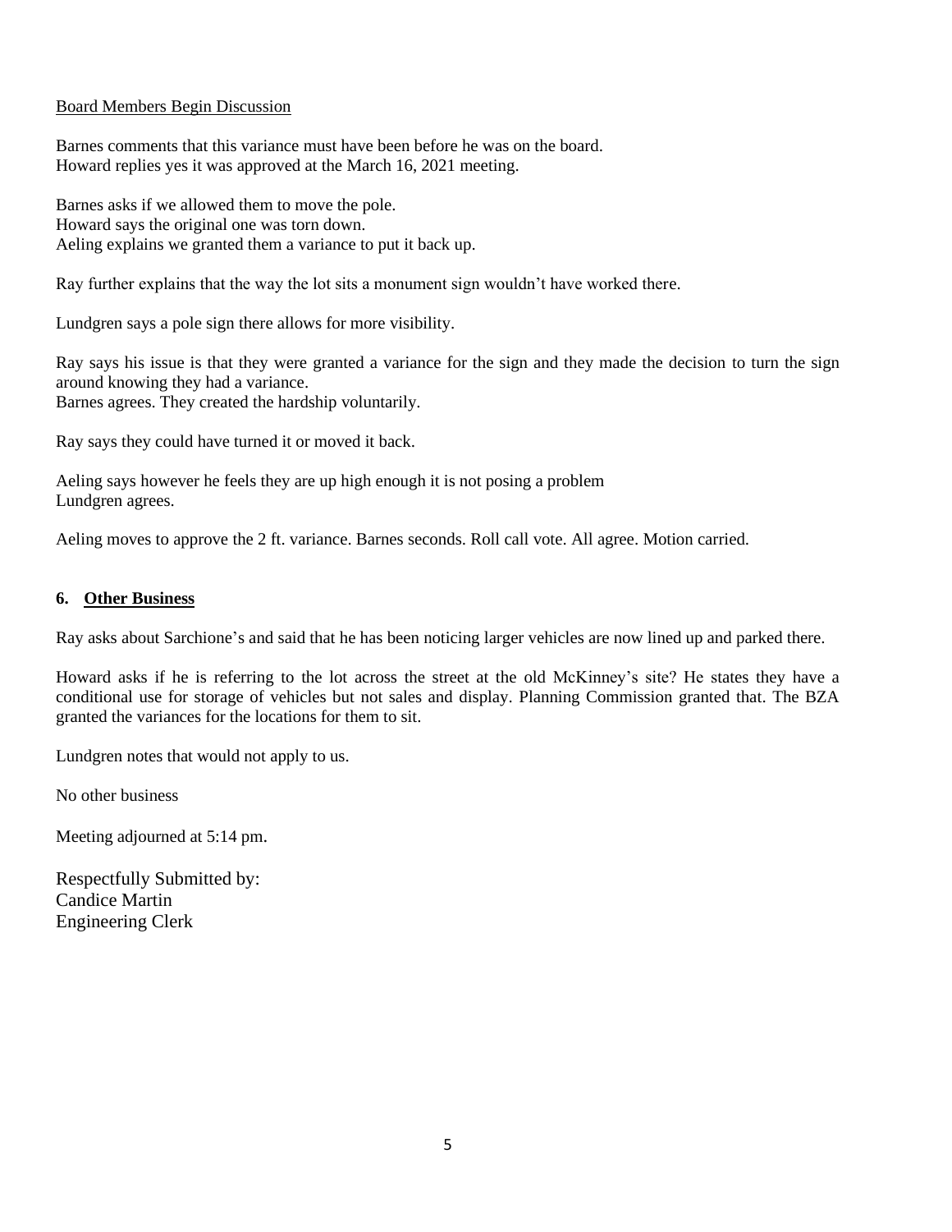Board Members Begin Discussion

Barnes comments that this variance must have been before he was on the board.
Howard replies yes it was approved at the March 16, 2021 meeting.

Barnes asks if we allowed them to move the pole.
Howard says the original one was torn down.
Aeling explains we granted them a variance to put it back up.

Ray further explains that the way the lot sits a monument sign wouldn't have worked there.

Lundgren says a pole sign there allows for more visibility.

Ray says his issue is that they were granted a variance for the sign and they made the decision to turn the sign around knowing they had a variance.
Barnes agrees. They created the hardship voluntarily.

Ray says they could have turned it or moved it back.

Aeling says however he feels they are up high enough it is not posing a problem
Lundgren agrees.

Aeling moves to approve the 2 ft. variance. Barnes seconds. Roll call vote. All agree. Motion carried.

## 6. Other Business

Ray asks about Sarchione's and said that he has been noticing larger vehicles are now lined up and parked there.

Howard asks if he is referring to the lot across the street at the old McKinney's site? He states they have a conditional use for storage of vehicles but not sales and display. Planning Commission granted that. The BZA granted the variances for the locations for them to sit.

Lundgren notes that would not apply to us.

No other business

Meeting adjourned at 5:14 pm.

Respectfully Submitted by:
Candice Martin
Engineering Clerk